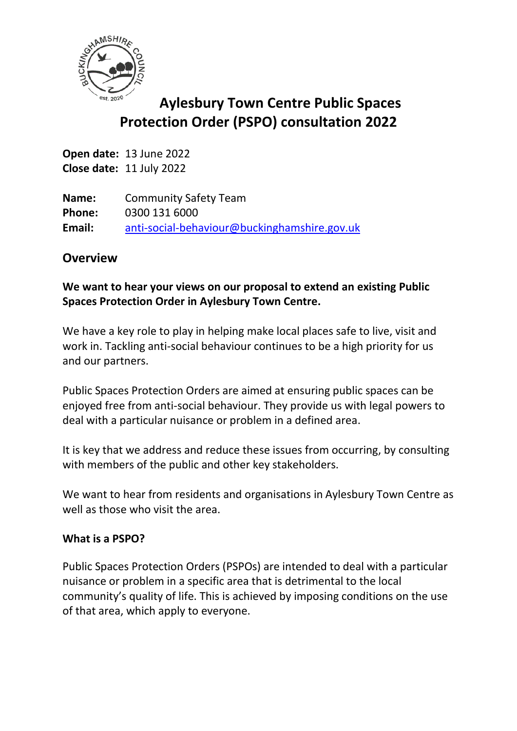# Aylesbury Town Centre Public Spaces Protection Order (PSPO) consultation 2022

**Open date:** 13 June 2022
**Close date:** 11 July 2022

**Name:** Community Safety Team
**Phone:** 0300 131 6000
**Email:** anti-social-behaviour@buckinghamshire.gov.uk

## Overview

**We want to hear your views on our proposal to extend an existing Public Spaces Protection Order in Aylesbury Town Centre.**

We have a key role to play in helping make local places safe to live, visit and work in. Tackling anti-social behaviour continues to be a high priority for us and our partners.

Public Spaces Protection Orders are aimed at ensuring public spaces can be enjoyed free from anti-social behaviour. They provide us with legal powers to deal with a particular nuisance or problem in a defined area.

It is key that we address and reduce these issues from occurring, by consulting with members of the public and other key stakeholders.

We want to hear from residents and organisations in Aylesbury Town Centre as well as those who visit the area.

### What is a PSPO?

Public Spaces Protection Orders (PSPOs) are intended to deal with a particular nuisance or problem in a specific area that is detrimental to the local community's quality of life. This is achieved by imposing conditions on the use of that area, which apply to everyone.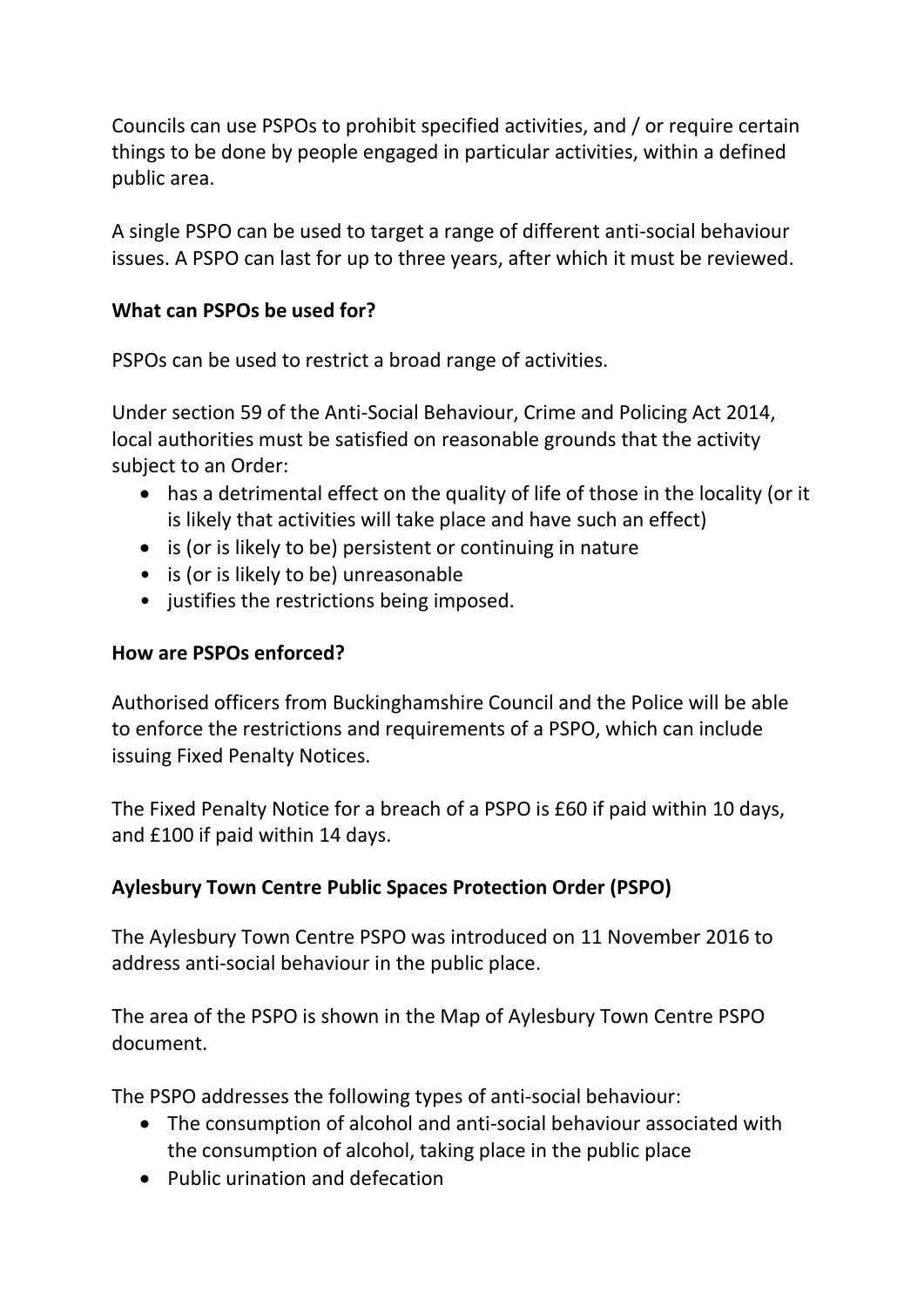Councils can use PSPOs to prohibit specified activities, and / or require certain things to be done by people engaged in particular activities, within a defined public area.

A single PSPO can be used to target a range of different anti-social behaviour issues. A PSPO can last for up to three years, after which it must be reviewed.

**What can PSPOs be used for?**

PSPOs can be used to restrict a broad range of activities.

Under section 59 of the Anti-Social Behaviour, Crime and Policing Act 2014, local authorities must be satisfied on reasonable grounds that the activity subject to an Order:

- has a detrimental effect on the quality of life of those in the locality (or it is likely that activities will take place and have such an effect)
- is (or is likely to be) persistent or continuing in nature
- is (or is likely to be) unreasonable
- justifies the restrictions being imposed.

**How are PSPOs enforced?**

Authorised officers from Buckinghamshire Council and the Police will be able to enforce the restrictions and requirements of a PSPO, which can include issuing Fixed Penalty Notices.

The Fixed Penalty Notice for a breach of a PSPO is £60 if paid within 10 days, and £100 if paid within 14 days.

**Aylesbury Town Centre Public Spaces Protection Order (PSPO)**

The Aylesbury Town Centre PSPO was introduced on 11 November 2016 to address anti-social behaviour in the public place.

The area of the PSPO is shown in the Map of Aylesbury Town Centre PSPO document.

The PSPO addresses the following types of anti-social behaviour:

- The consumption of alcohol and anti-social behaviour associated with the consumption of alcohol, taking place in the public place
- Public urination and defecation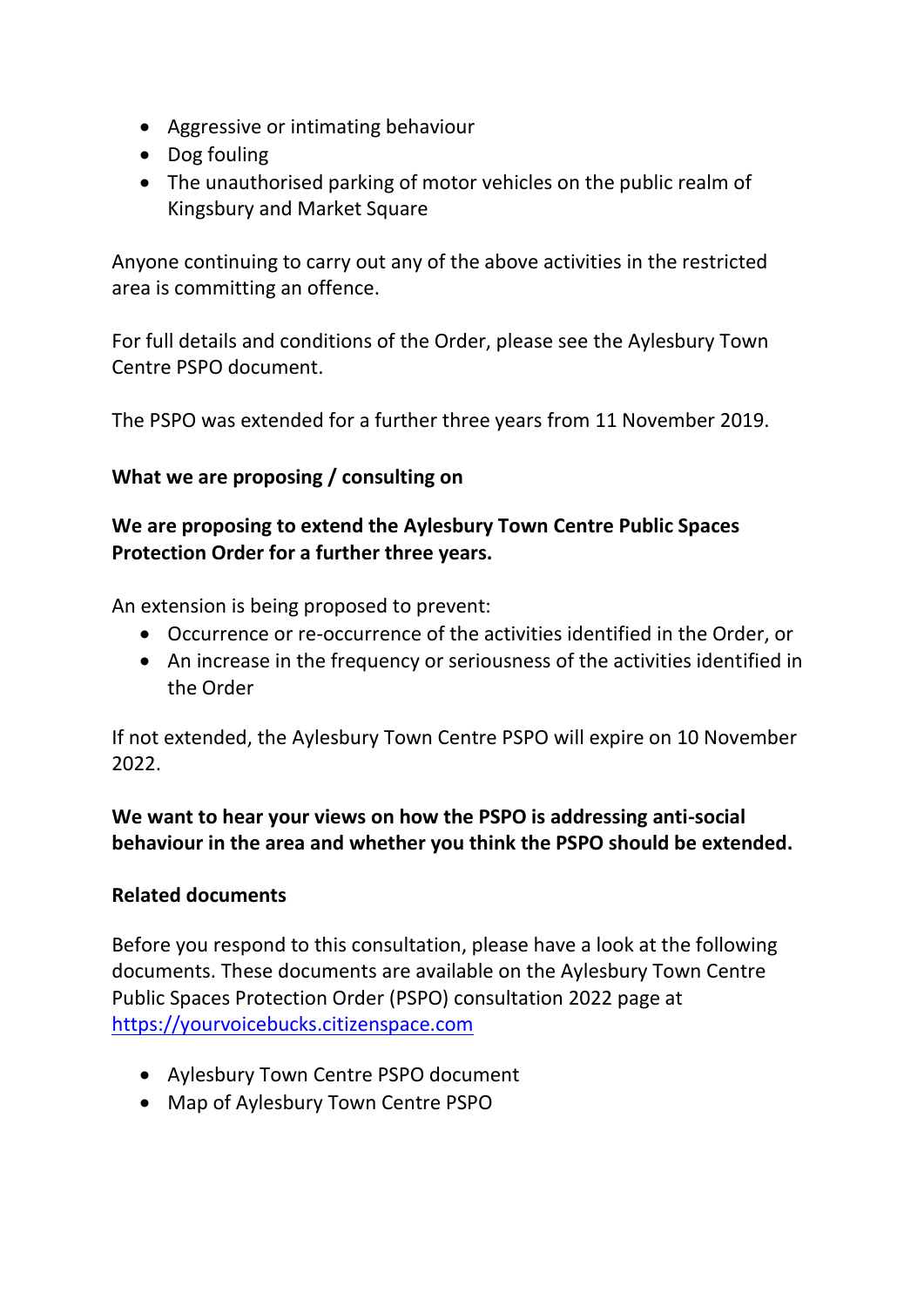- Aggressive or intimating behaviour
- Dog fouling
- The unauthorised parking of motor vehicles on the public realm of Kingsbury and Market Square

Anyone continuing to carry out any of the above activities in the restricted area is committing an offence.

For full details and conditions of the Order, please see the Aylesbury Town Centre PSPO document.

The PSPO was extended for a further three years from 11 November 2019.

**What we are proposing / consulting on**

**We are proposing to extend the Aylesbury Town Centre Public Spaces Protection Order for a further three years.**

An extension is being proposed to prevent:

- Occurrence or re-occurrence of the activities identified in the Order, or
- An increase in the frequency or seriousness of the activities identified in the Order

If not extended, the Aylesbury Town Centre PSPO will expire on 10 November 2022.

**We want to hear your views on how the PSPO is addressing anti-social behaviour in the area and whether you think the PSPO should be extended.**

**Related documents**

Before you respond to this consultation, please have a look at the following documents. These documents are available on the Aylesbury Town Centre Public Spaces Protection Order (PSPO) consultation 2022 page at https://yourvoicebucks.citizenspace.com

- Aylesbury Town Centre PSPO document
- Map of Aylesbury Town Centre PSPO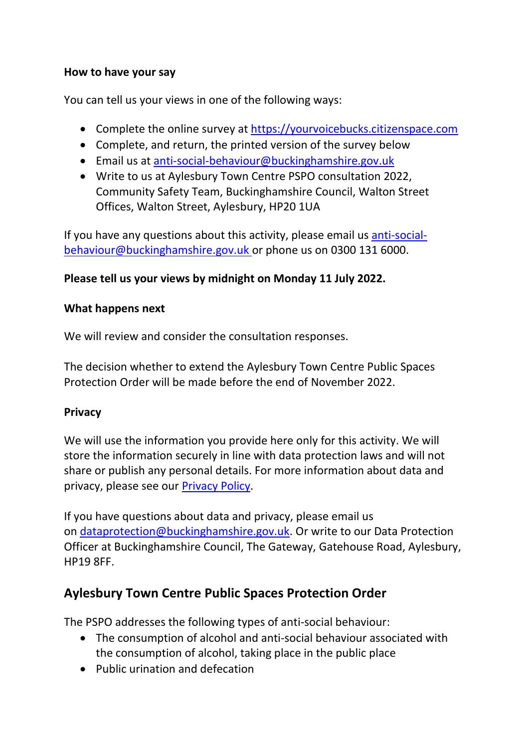**How to have your say**

You can tell us your views in one of the following ways:

- Complete the online survey at [https://yourvoicebucks.citizenspace.com](https://yourvoicebucks.citizenspace.com)
- Complete, and return, the printed version of the survey below
- Email us at [anti-social-behaviour@buckinghamshire.gov.uk](mailto:anti-social-behaviour@buckinghamshire.gov.uk)
- Write to us at Aylesbury Town Centre PSPO consultation 2022, Community Safety Team, Buckinghamshire Council, Walton Street Offices, Walton Street, Aylesbury, HP20 1UA

If you have any questions about this activity, please email us [anti-social-behaviour@buckinghamshire.gov.uk](mailto:anti-social-behaviour@buckinghamshire.gov.uk) or phone us on 0300 131 6000.

**Please tell us your views by midnight on Monday 11 July 2022.**

**What happens next**

We will review and consider the consultation responses.

The decision whether to extend the Aylesbury Town Centre Public Spaces Protection Order will be made before the end of November 2022.

**Privacy**

We will use the information you provide here only for this activity. We will store the information securely in line with data protection laws and will not share or publish any personal details. For more information about data and privacy, please see our Privacy Policy.

If you have questions about data and privacy, please email us on [dataprotection@buckinghamshire.gov.uk](mailto:dataprotection@buckinghamshire.gov.uk). Or write to our Data Protection Officer at Buckinghamshire Council, The Gateway, Gatehouse Road, Aylesbury, HP19 8FF.

## Aylesbury Town Centre Public Spaces Protection Order

The PSPO addresses the following types of anti-social behaviour:

- The consumption of alcohol and anti-social behaviour associated with the consumption of alcohol, taking place in the public place
- Public urination and defecation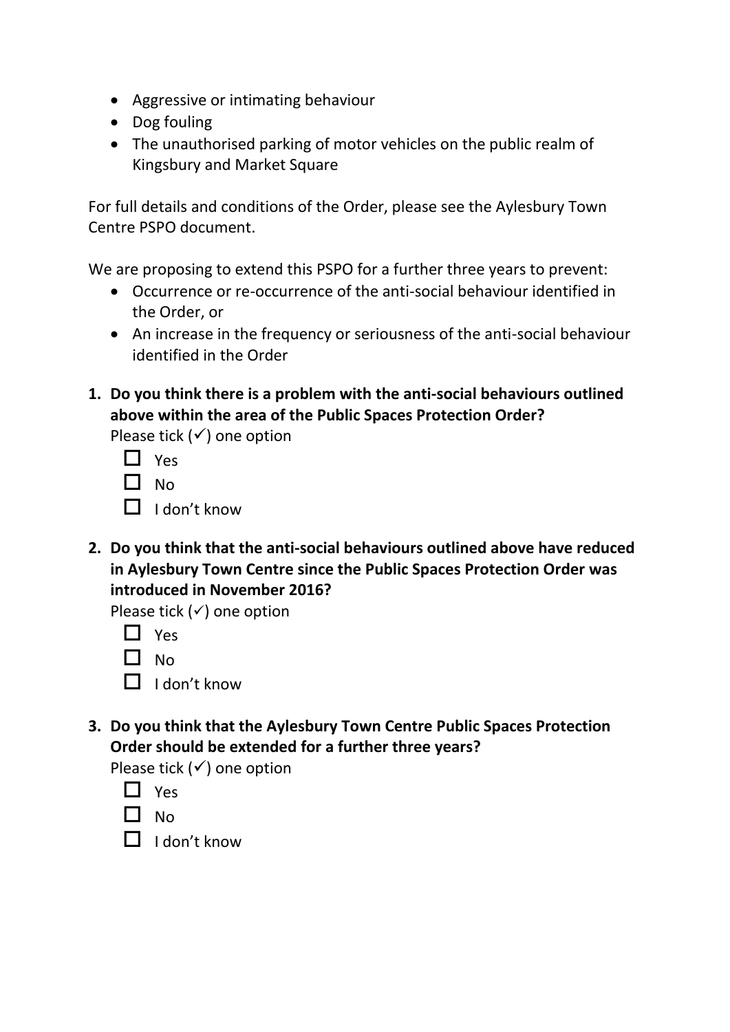- Aggressive or intimating behaviour
- Dog fouling
- The unauthorised parking of motor vehicles on the public realm of Kingsbury and Market Square

For full details and conditions of the Order, please see the Aylesbury Town Centre PSPO document.

We are proposing to extend this PSPO for a further three years to prevent:

- Occurrence or re-occurrence of the anti-social behaviour identified in the Order, or
- An increase in the frequency or seriousness of the anti-social behaviour identified in the Order

**1. Do you think there is a problem with the anti-social behaviours outlined above within the area of the Public Spaces Protection Order?**

Please tick (✓) one option

- ☐ Yes
- ☐ No
- ☐ I don't know

**2. Do you think that the anti-social behaviours outlined above have reduced in Aylesbury Town Centre since the Public Spaces Protection Order was introduced in November 2016?**

Please tick (✓) one option

- ☐ Yes
- ☐ No
- ☐ I don't know

**3. Do you think that the Aylesbury Town Centre Public Spaces Protection Order should be extended for a further three years?**

Please tick (✓) one option

- ☐ Yes
- ☐ No
- ☐ I don't know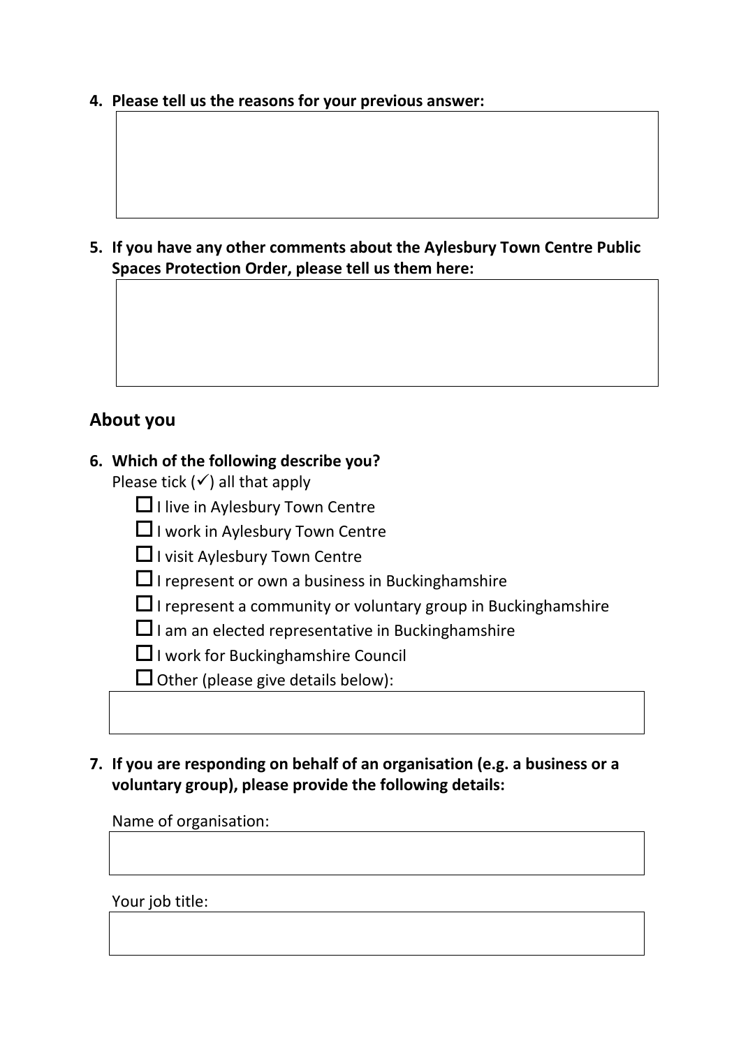4. **Please tell us the reasons for your previous answer:**

5. **If you have any other comments about the Aylesbury Town Centre Public Spaces Protection Order, please tell us them here:**

## About you

6. **Which of the following describe you?**

   Please tick (✓) all that apply

   - ☐ I live in Aylesbury Town Centre
   - ☐ I work in Aylesbury Town Centre
   - ☐ I visit Aylesbury Town Centre
   - ☐ I represent or own a business in Buckinghamshire
   - ☐ I represent a community or voluntary group in Buckinghamshire
   - ☐ I am an elected representative in Buckinghamshire
   - ☐ I work for Buckinghamshire Council
   - ☐ Other (please give details below):

7. **If you are responding on behalf of an organisation (e.g. a business or a voluntary group), please provide the following details:**

   Name of organisation:

   Your job title: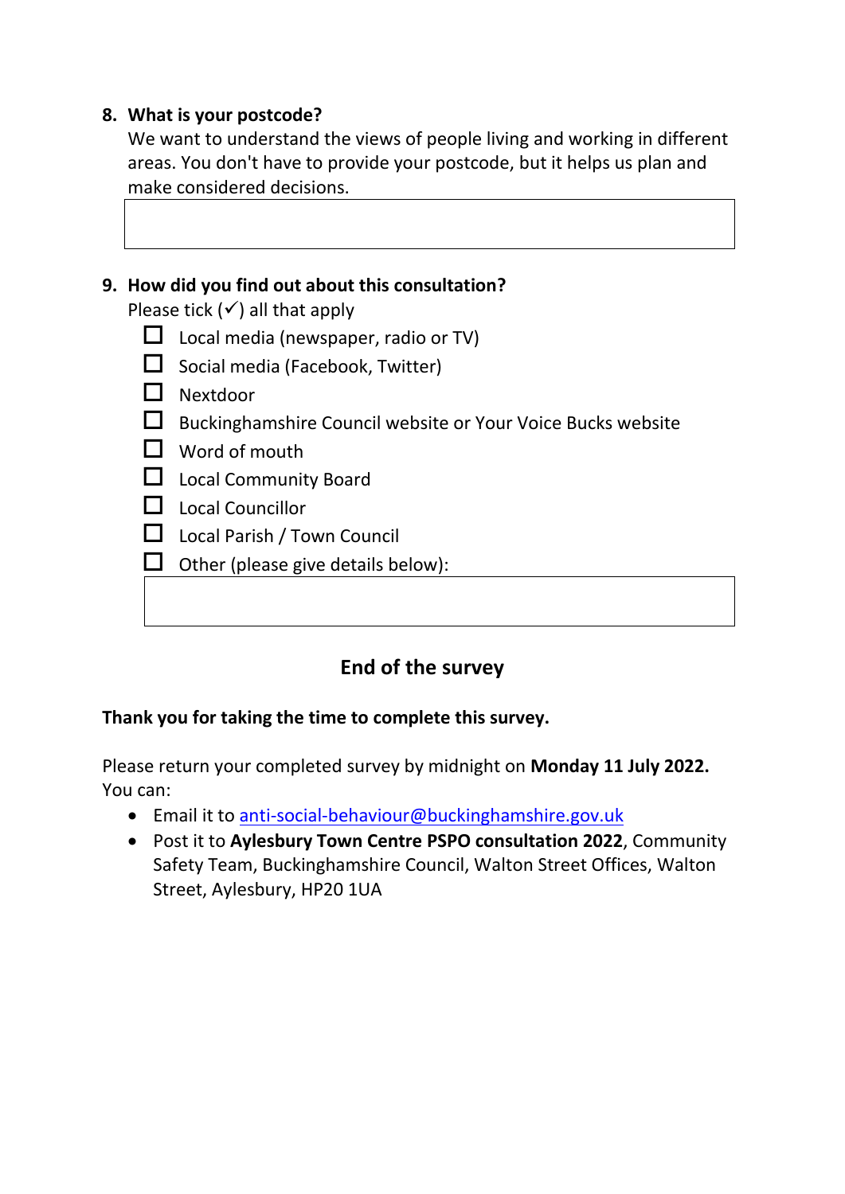**8. What is your postcode?**

We want to understand the views of people living and working in different areas. You don't have to provide your postcode, but it helps us plan and make considered decisions.

| |
|---|
| |

**9. How did you find out about this consultation?**

Please tick (✓) all that apply

- ☐ Local media (newspaper, radio or TV)
- ☐ Social media (Facebook, Twitter)
- ☐ Nextdoor
- ☐ Buckinghamshire Council website or Your Voice Bucks website
- ☐ Word of mouth
- ☐ Local Community Board
- ☐ Local Councillor
- ☐ Local Parish / Town Council
- ☐ Other (please give details below):

| |
|---|
| |

## End of the survey

**Thank you for taking the time to complete this survey.**

Please return your completed survey by midnight on **Monday 11 July 2022.** You can:

- Email it to anti-social-behaviour@buckinghamshire.gov.uk
- Post it to **Aylesbury Town Centre PSPO consultation 2022**, Community Safety Team, Buckinghamshire Council, Walton Street Offices, Walton Street, Aylesbury, HP20 1UA